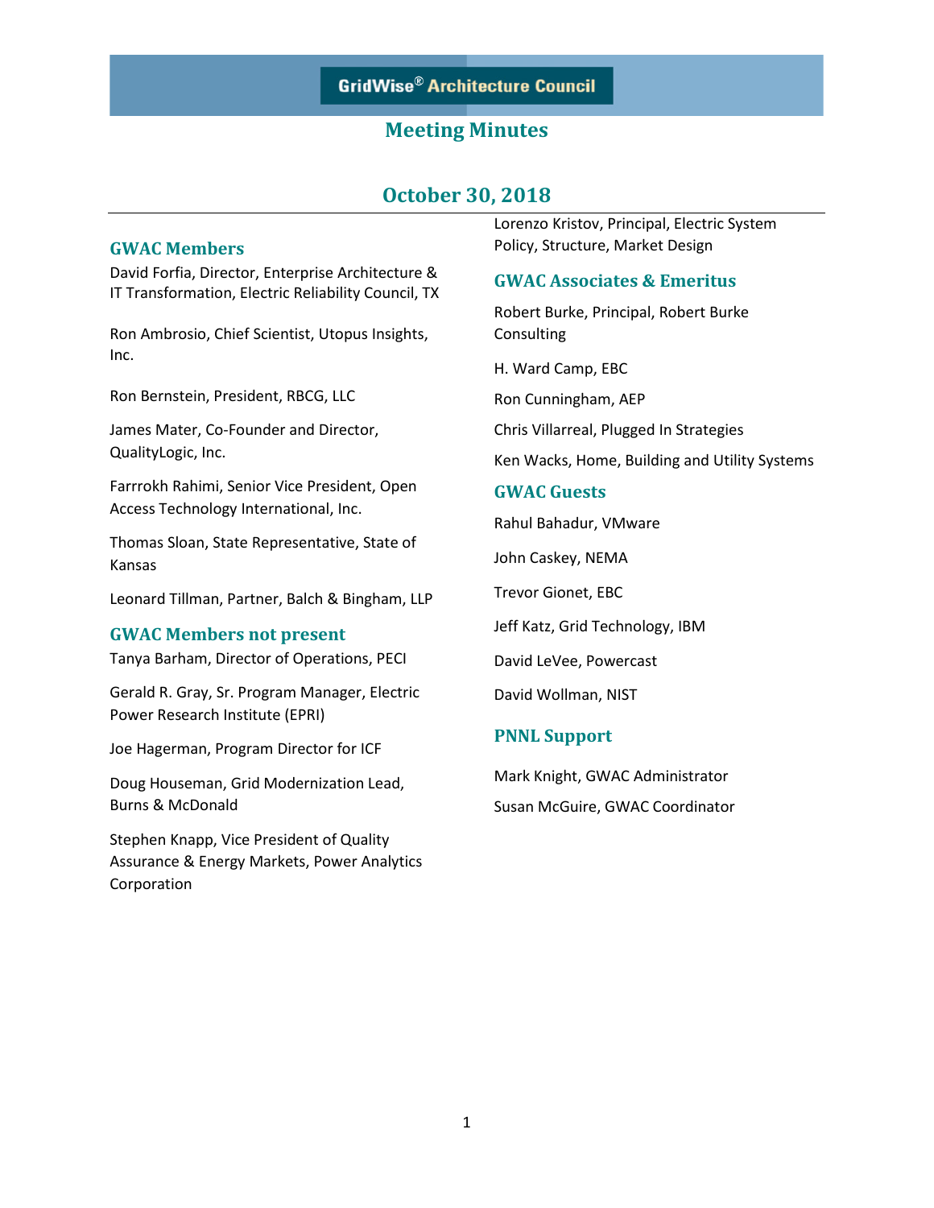GridWise® Architecture Council

# Meeting Minutes

## October 30, 2018

### GWAC Members

David Forfia, Director, Enterprise Architecture & IT Transformation, Electric Reliability Council, TX

Ron Ambrosio, Chief Scientist, Utopus Insights, Inc.

Ron Bernstein, President, RBCG, LLC

James Mater, Co-Founder and Director, QualityLogic, Inc.

Farrrokh Rahimi, Senior Vice President, Open Access Technology International, Inc.

Thomas Sloan, State Representative, State of Kansas

Leonard Tillman, Partner, Balch & Bingham, LLP

Lorenzo Kristov, Principal, Electric System Policy, Structure, Market Design

### GWAC Members not present

Tanya Barham, Director of Operations, PECI

Gerald R. Gray, Sr. Program Manager, Electric Power Research Institute (EPRI)

Joe Hagerman, Program Director for ICF

Doug Houseman, Grid Modernization Lead, Burns & McDonald

Stephen Knapp, Vice President of Quality Assurance & Energy Markets, Power Analytics Corporation

### GWAC Associates & Emeritus

Robert Burke, Principal, Robert Burke Consulting

H. Ward Camp, EBC

Ron Cunningham, AEP

Chris Villarreal, Plugged In Strategies

Ken Wacks, Home, Building and Utility Systems

### GWAC Guests

Rahul Bahadur, VMware

John Caskey, NEMA

Trevor Gionet, EBC

Jeff Katz, Grid Technology, IBM

David LeVee, Powercast

David Wollman, NIST

### PNNL Support

Mark Knight, GWAC Administrator

Susan McGuire, GWAC Coordinator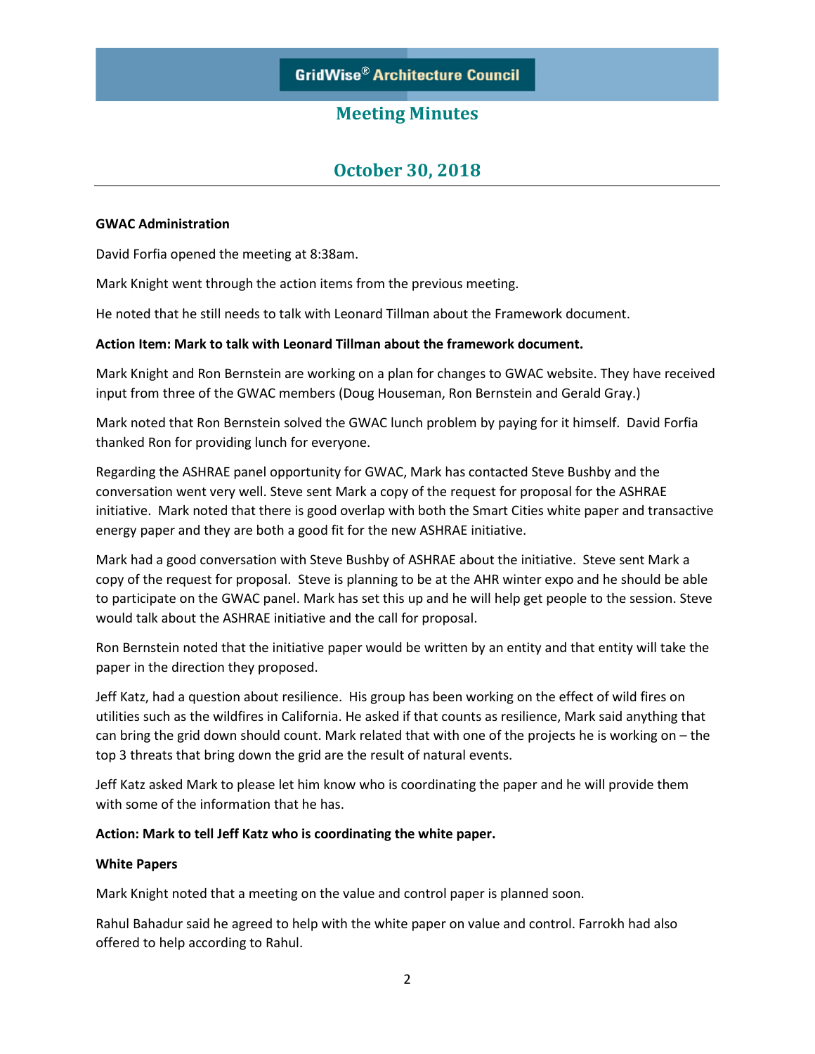# GridWise® Architecture Council

## Meeting Minutes

## October 30, 2018

**GWAC Administration**

David Forfia opened the meeting at 8:38am.

Mark Knight went through the action items from the previous meeting.

He noted that he still needs to talk with Leonard Tillman about the Framework document.

**Action Item: Mark to talk with Leonard Tillman about the framework document.**

Mark Knight and Ron Bernstein are working on a plan for changes to GWAC website. They have received input from three of the GWAC members (Doug Houseman, Ron Bernstein and Gerald Gray.)

Mark noted that Ron Bernstein solved the GWAC lunch problem by paying for it himself. David Forfia thanked Ron for providing lunch for everyone.

Regarding the ASHRAE panel opportunity for GWAC, Mark has contacted Steve Bushby and the conversation went very well. Steve sent Mark a copy of the request for proposal for the ASHRAE initiative. Mark noted that there is good overlap with both the Smart Cities white paper and transactive energy paper and they are both a good fit for the new ASHRAE initiative.

Mark had a good conversation with Steve Bushby of ASHRAE about the initiative. Steve sent Mark a copy of the request for proposal. Steve is planning to be at the AHR winter expo and he should be able to participate on the GWAC panel. Mark has set this up and he will help get people to the session. Steve would talk about the ASHRAE initiative and the call for proposal.

Ron Bernstein noted that the initiative paper would be written by an entity and that entity will take the paper in the direction they proposed.

Jeff Katz, had a question about resilience. His group has been working on the effect of wild fires on utilities such as the wildfires in California. He asked if that counts as resilience, Mark said anything that can bring the grid down should count. Mark related that with one of the projects he is working on – the top 3 threats that bring down the grid are the result of natural events.

Jeff Katz asked Mark to please let him know who is coordinating the paper and he will provide them with some of the information that he has.

**Action: Mark to tell Jeff Katz who is coordinating the white paper.**

**White Papers**

Mark Knight noted that a meeting on the value and control paper is planned soon.

Rahul Bahadur said he agreed to help with the white paper on value and control. Farrokh had also offered to help according to Rahul.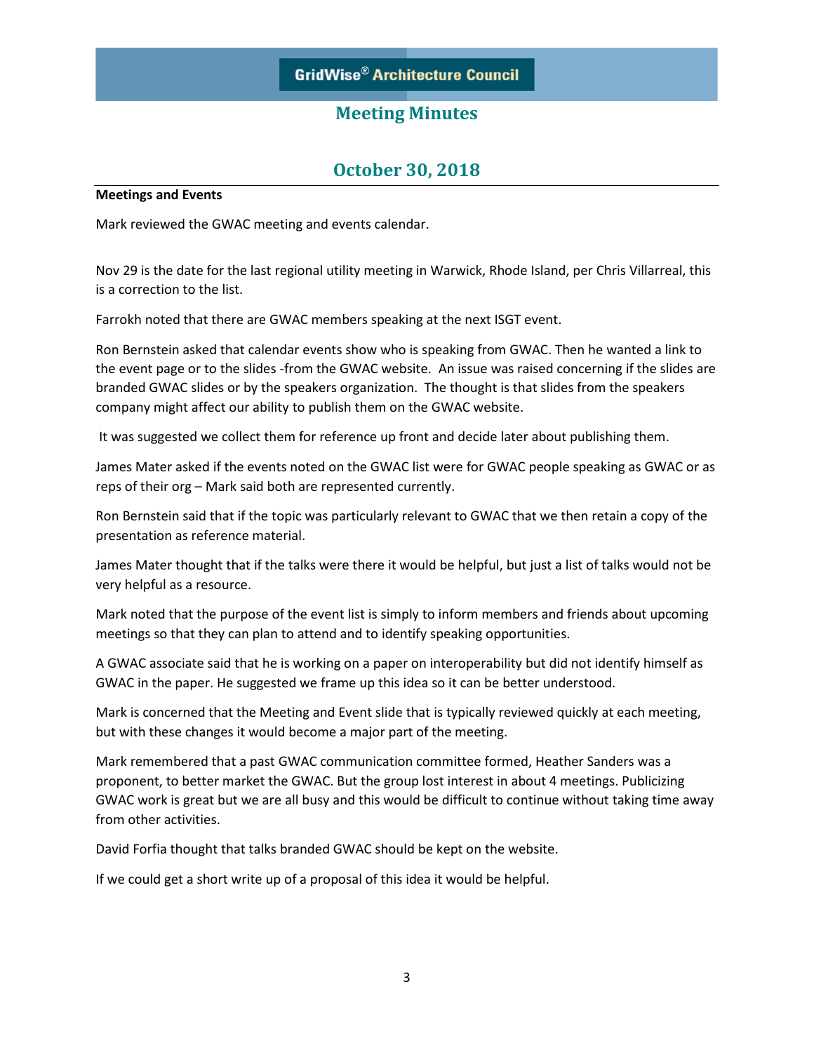# GridWise® Architecture Council

## Meeting Minutes

## October 30, 2018

**Meetings and Events**

Mark reviewed the GWAC meeting and events calendar.

Nov 29 is the date for the last regional utility meeting in Warwick, Rhode Island, per Chris Villarreal, this is a correction to the list.

Farrokh noted that there are GWAC members speaking at the next ISGT event.

Ron Bernstein asked that calendar events show who is speaking from GWAC. Then he wanted a link to the event page or to the slides -from the GWAC website. An issue was raised concerning if the slides are branded GWAC slides or by the speakers organization. The thought is that slides from the speakers company might affect our ability to publish them on the GWAC website.

It was suggested we collect them for reference up front and decide later about publishing them.

James Mater asked if the events noted on the GWAC list were for GWAC people speaking as GWAC or as reps of their org – Mark said both are represented currently.

Ron Bernstein said that if the topic was particularly relevant to GWAC that we then retain a copy of the presentation as reference material.

James Mater thought that if the talks were there it would be helpful, but just a list of talks would not be very helpful as a resource.

Mark noted that the purpose of the event list is simply to inform members and friends about upcoming meetings so that they can plan to attend and to identify speaking opportunities.

A GWAC associate said that he is working on a paper on interoperability but did not identify himself as GWAC in the paper. He suggested we frame up this idea so it can be better understood.

Mark is concerned that the Meeting and Event slide that is typically reviewed quickly at each meeting, but with these changes it would become a major part of the meeting.

Mark remembered that a past GWAC communication committee formed, Heather Sanders was a proponent, to better market the GWAC. But the group lost interest in about 4 meetings. Publicizing GWAC work is great but we are all busy and this would be difficult to continue without taking time away from other activities.

David Forfia thought that talks branded GWAC should be kept on the website.

If we could get a short write up of a proposal of this idea it would be helpful.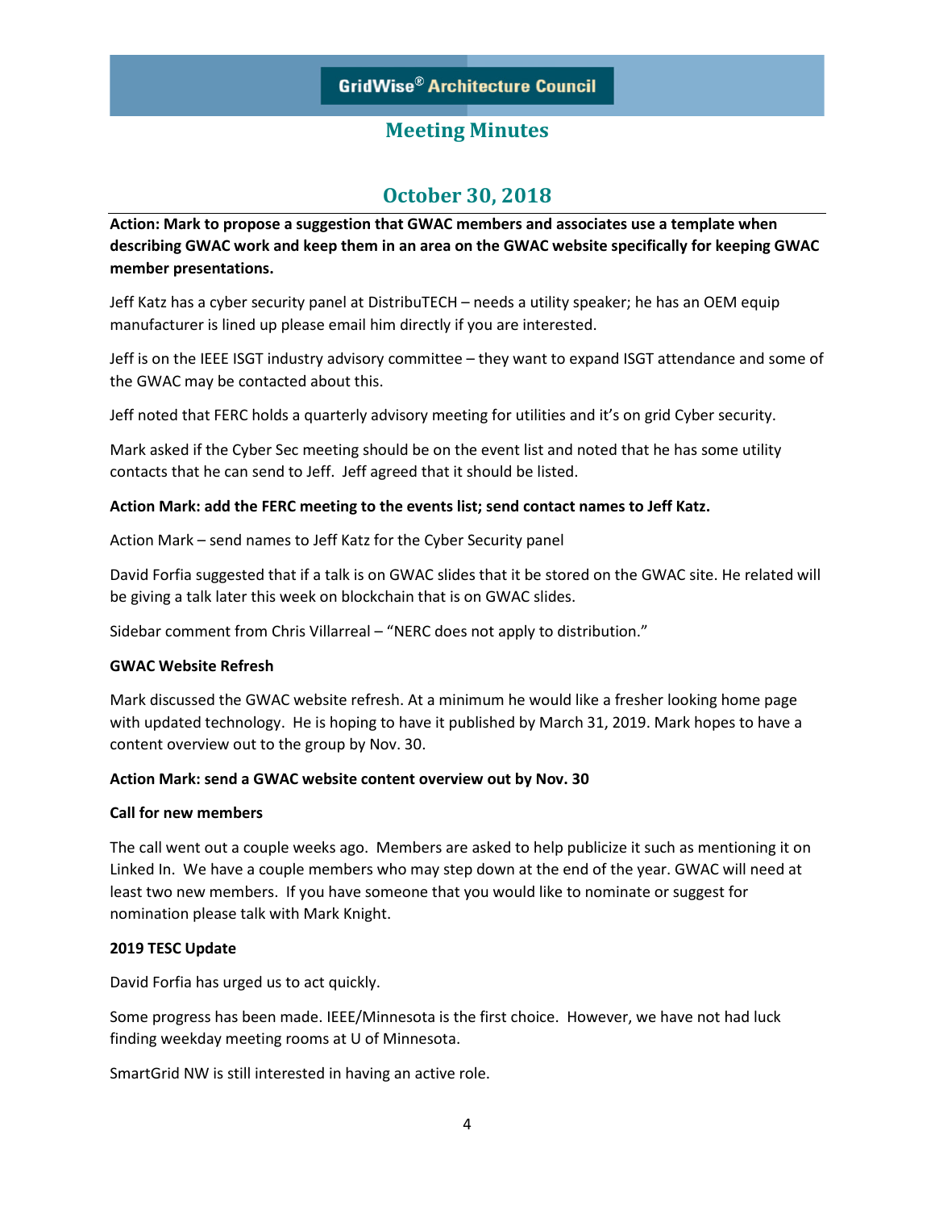# GridWise® Architecture Council

## Meeting Minutes

## October 30, 2018

**Action: Mark to propose a suggestion that GWAC members and associates use a template when describing GWAC work and keep them in an area on the GWAC website specifically for keeping GWAC member presentations.**

Jeff Katz has a cyber security panel at DistribuTECH – needs a utility speaker; he has an OEM equip manufacturer is lined up please email him directly if you are interested.

Jeff is on the IEEE ISGT industry advisory committee – they want to expand ISGT attendance and some of the GWAC may be contacted about this.

Jeff noted that FERC holds a quarterly advisory meeting for utilities and it's on grid Cyber security.

Mark asked if the Cyber Sec meeting should be on the event list and noted that he has some utility contacts that he can send to Jeff. Jeff agreed that it should be listed.

**Action Mark: add the FERC meeting to the events list; send contact names to Jeff Katz.**

Action Mark – send names to Jeff Katz for the Cyber Security panel

David Forfia suggested that if a talk is on GWAC slides that it be stored on the GWAC site. He related will be giving a talk later this week on blockchain that is on GWAC slides.

Sidebar comment from Chris Villarreal – "NERC does not apply to distribution."

**GWAC Website Refresh**

Mark discussed the GWAC website refresh. At a minimum he would like a fresher looking home page with updated technology. He is hoping to have it published by March 31, 2019. Mark hopes to have a content overview out to the group by Nov. 30.

**Action Mark: send a GWAC website content overview out by Nov. 30**

**Call for new members**

The call went out a couple weeks ago. Members are asked to help publicize it such as mentioning it on Linked In. We have a couple members who may step down at the end of the year. GWAC will need at least two new members. If you have someone that you would like to nominate or suggest for nomination please talk with Mark Knight.

**2019 TESC Update**

David Forfia has urged us to act quickly.

Some progress has been made. IEEE/Minnesota is the first choice. However, we have not had luck finding weekday meeting rooms at U of Minnesota.

SmartGrid NW is still interested in having an active role.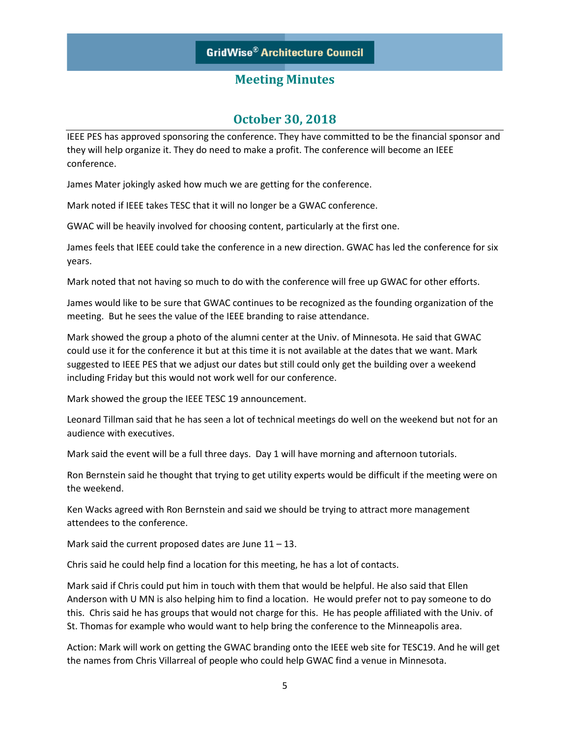IEEE PES has approved sponsoring the conference. They have committed to be the financial sponsor and they will help organize it. They do need to make a profit. The conference will become an IEEE conference.

James Mater jokingly asked how much we are getting for the conference.

Mark noted if IEEE takes TESC that it will no longer be a GWAC conference.

GWAC will be heavily involved for choosing content, particularly at the first one.

James feels that IEEE could take the conference in a new direction. GWAC has led the conference for six years.

Mark noted that not having so much to do with the conference will free up GWAC for other efforts.

James would like to be sure that GWAC continues to be recognized as the founding organization of the meeting. But he sees the value of the IEEE branding to raise attendance.

Mark showed the group a photo of the alumni center at the Univ. of Minnesota. He said that GWAC could use it for the conference it but at this time it is not available at the dates that we want. Mark suggested to IEEE PES that we adjust our dates but still could only get the building over a weekend including Friday but this would not work well for our conference.

Mark showed the group the IEEE TESC 19 announcement.

Leonard Tillman said that he has seen a lot of technical meetings do well on the weekend but not for an audience with executives.

Mark said the event will be a full three days. Day 1 will have morning and afternoon tutorials.

Ron Bernstein said he thought that trying to get utility experts would be difficult if the meeting were on the weekend.

Ken Wacks agreed with Ron Bernstein and said we should be trying to attract more management attendees to the conference.

Mark said the current proposed dates are June 11 – 13.

Chris said he could help find a location for this meeting, he has a lot of contacts.

Mark said if Chris could put him in touch with them that would be helpful. He also said that Ellen Anderson with U MN is also helping him to find a location. He would prefer not to pay someone to do this. Chris said he has groups that would not charge for this. He has people affiliated with the Univ. of St. Thomas for example who would want to help bring the conference to the Minneapolis area.

Action: Mark will work on getting the GWAC branding onto the IEEE web site for TESC19. And he will get the names from Chris Villarreal of people who could help GWAC find a venue in Minnesota.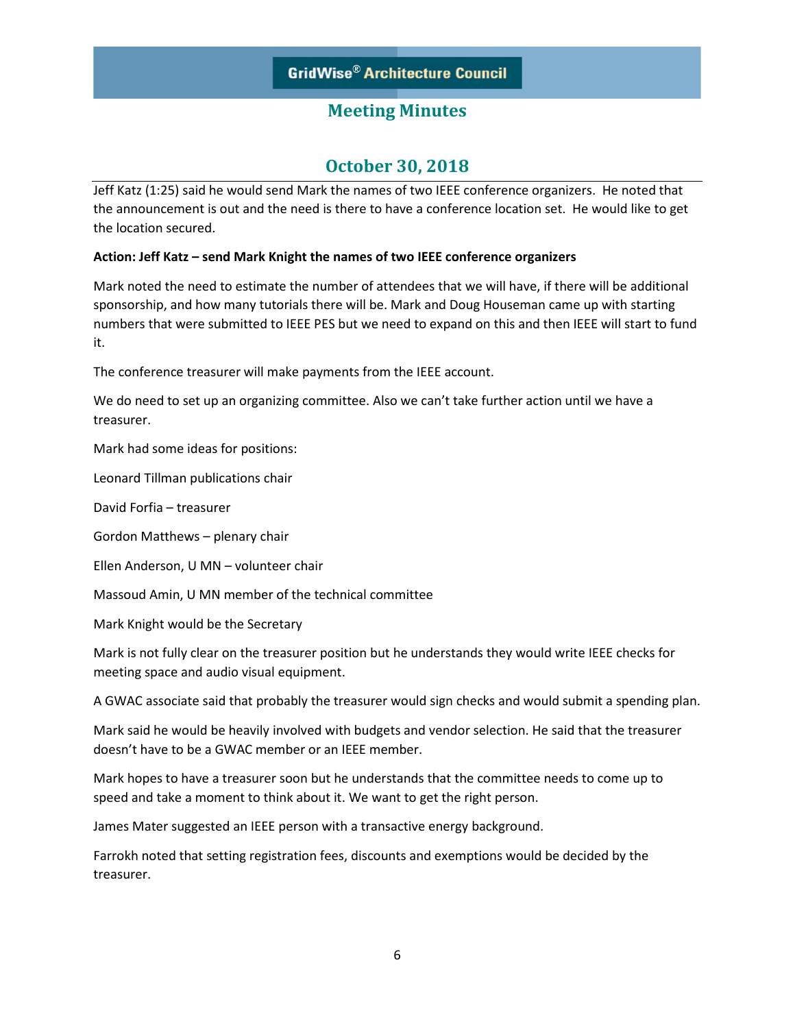Jeff Katz (1:25) said he would send Mark the names of two IEEE conference organizers. He noted that the announcement is out and the need is there to have a conference location set. He would like to get the location secured.

**Action: Jeff Katz – send Mark Knight the names of two IEEE conference organizers**

Mark noted the need to estimate the number of attendees that we will have, if there will be additional sponsorship, and how many tutorials there will be. Mark and Doug Houseman came up with starting numbers that were submitted to IEEE PES but we need to expand on this and then IEEE will start to fund it.

The conference treasurer will make payments from the IEEE account.

We do need to set up an organizing committee. Also we can't take further action until we have a treasurer.

Mark had some ideas for positions:

Leonard Tillman publications chair

David Forfia – treasurer

Gordon Matthews – plenary chair

Ellen Anderson, U MN – volunteer chair

Massoud Amin, U MN member of the technical committee

Mark Knight would be the Secretary

Mark is not fully clear on the treasurer position but he understands they would write IEEE checks for meeting space and audio visual equipment.

A GWAC associate said that probably the treasurer would sign checks and would submit a spending plan.

Mark said he would be heavily involved with budgets and vendor selection. He said that the treasurer doesn't have to be a GWAC member or an IEEE member.

Mark hopes to have a treasurer soon but he understands that the committee needs to come up to speed and take a moment to think about it. We want to get the right person.

James Mater suggested an IEEE person with a transactive energy background.

Farrokh noted that setting registration fees, discounts and exemptions would be decided by the treasurer.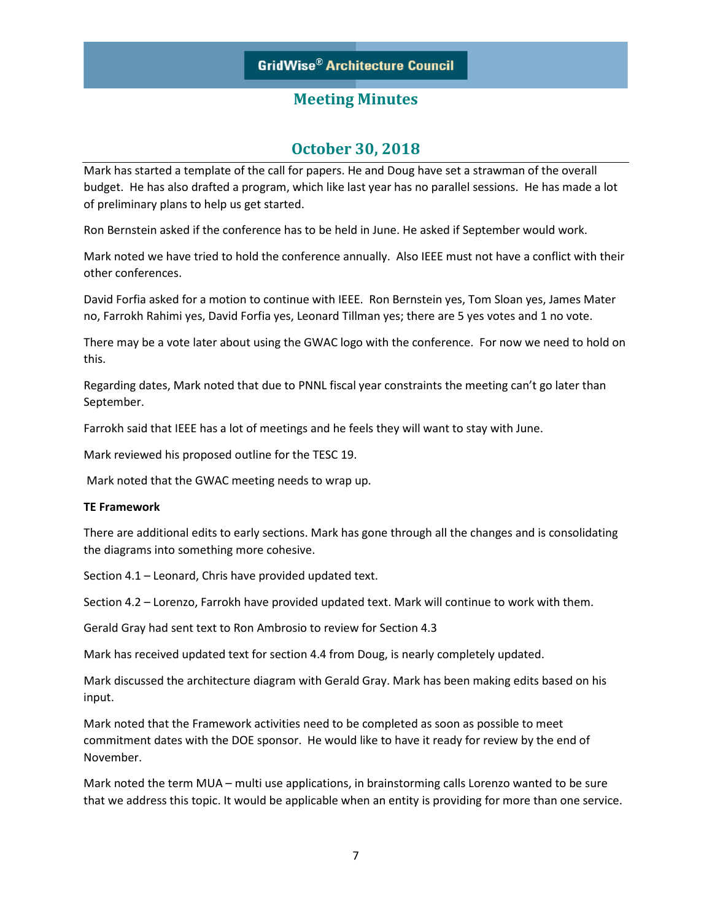GridWise® Architecture Council

## Meeting Minutes

## October 30, 2018

Mark has started a template of the call for papers. He and Doug have set a strawman of the overall budget. He has also drafted a program, which like last year has no parallel sessions. He has made a lot of preliminary plans to help us get started.

Ron Bernstein asked if the conference has to be held in June. He asked if September would work.

Mark noted we have tried to hold the conference annually. Also IEEE must not have a conflict with their other conferences.

David Forfia asked for a motion to continue with IEEE. Ron Bernstein yes, Tom Sloan yes, James Mater no, Farrokh Rahimi yes, David Forfia yes, Leonard Tillman yes; there are 5 yes votes and 1 no vote.

There may be a vote later about using the GWAC logo with the conference. For now we need to hold on this.

Regarding dates, Mark noted that due to PNNL fiscal year constraints the meeting can't go later than September.

Farrokh said that IEEE has a lot of meetings and he feels they will want to stay with June.

Mark reviewed his proposed outline for the TESC 19.

Mark noted that the GWAC meeting needs to wrap up.

**TE Framework**

There are additional edits to early sections. Mark has gone through all the changes and is consolidating the diagrams into something more cohesive.

Section 4.1 – Leonard, Chris have provided updated text.

Section 4.2 – Lorenzo, Farrokh have provided updated text. Mark will continue to work with them.

Gerald Gray had sent text to Ron Ambrosio to review for Section 4.3

Mark has received updated text for section 4.4 from Doug, is nearly completely updated.

Mark discussed the architecture diagram with Gerald Gray. Mark has been making edits based on his input.

Mark noted that the Framework activities need to be completed as soon as possible to meet commitment dates with the DOE sponsor. He would like to have it ready for review by the end of November.

Mark noted the term MUA – multi use applications, in brainstorming calls Lorenzo wanted to be sure that we address this topic. It would be applicable when an entity is providing for more than one service.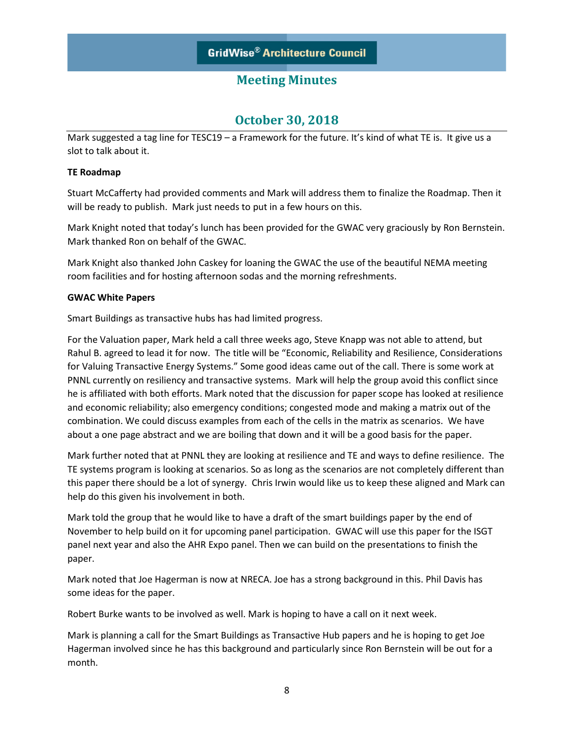Mark suggested a tag line for TESC19 – a Framework for the future. It's kind of what TE is. It give us a slot to talk about it.

**TE Roadmap**

Stuart McCafferty had provided comments and Mark will address them to finalize the Roadmap. Then it will be ready to publish. Mark just needs to put in a few hours on this.

Mark Knight noted that today's lunch has been provided for the GWAC very graciously by Ron Bernstein. Mark thanked Ron on behalf of the GWAC.

Mark Knight also thanked John Caskey for loaning the GWAC the use of the beautiful NEMA meeting room facilities and for hosting afternoon sodas and the morning refreshments.

**GWAC White Papers**

Smart Buildings as transactive hubs has had limited progress.

For the Valuation paper, Mark held a call three weeks ago, Steve Knapp was not able to attend, but Rahul B. agreed to lead it for now. The title will be "Economic, Reliability and Resilience, Considerations for Valuing Transactive Energy Systems." Some good ideas came out of the call. There is some work at PNNL currently on resiliency and transactive systems. Mark will help the group avoid this conflict since he is affiliated with both efforts. Mark noted that the discussion for paper scope has looked at resilience and economic reliability; also emergency conditions; congested mode and making a matrix out of the combination. We could discuss examples from each of the cells in the matrix as scenarios. We have about a one page abstract and we are boiling that down and it will be a good basis for the paper.

Mark further noted that at PNNL they are looking at resilience and TE and ways to define resilience. The TE systems program is looking at scenarios. So as long as the scenarios are not completely different than this paper there should be a lot of synergy. Chris Irwin would like us to keep these aligned and Mark can help do this given his involvement in both.

Mark told the group that he would like to have a draft of the smart buildings paper by the end of November to help build on it for upcoming panel participation. GWAC will use this paper for the ISGT panel next year and also the AHR Expo panel. Then we can build on the presentations to finish the paper.

Mark noted that Joe Hagerman is now at NRECA. Joe has a strong background in this. Phil Davis has some ideas for the paper.

Robert Burke wants to be involved as well. Mark is hoping to have a call on it next week.

Mark is planning a call for the Smart Buildings as Transactive Hub papers and he is hoping to get Joe Hagerman involved since he has this background and particularly since Ron Bernstein will be out for a month.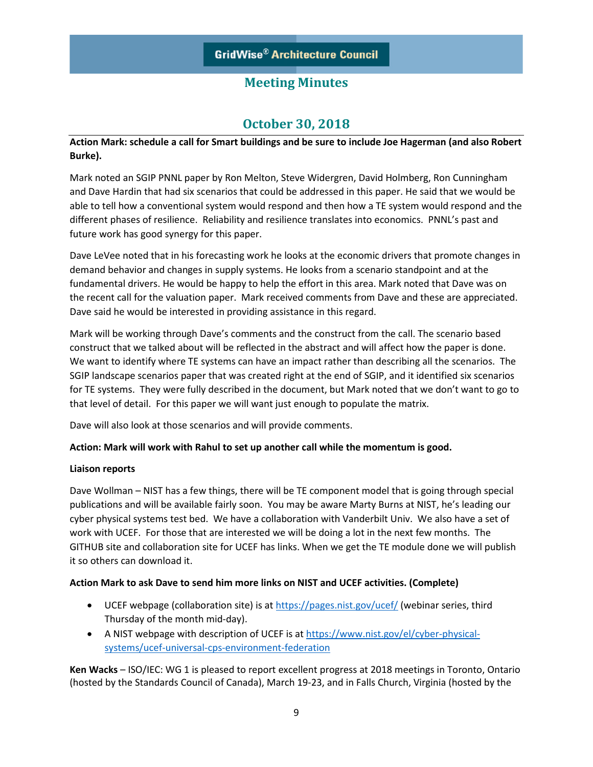# Meeting Minutes

## October 30, 2018

**Action Mark: schedule a call for Smart buildings and be sure to include Joe Hagerman (and also Robert Burke).**

Mark noted an SGIP PNNL paper by Ron Melton, Steve Widergren, David Holmberg, Ron Cunningham and Dave Hardin that had six scenarios that could be addressed in this paper. He said that we would be able to tell how a conventional system would respond and then how a TE system would respond and the different phases of resilience. Reliability and resilience translates into economics. PNNL's past and future work has good synergy for this paper.

Dave LeVee noted that in his forecasting work he looks at the economic drivers that promote changes in demand behavior and changes in supply systems. He looks from a scenario standpoint and at the fundamental drivers. He would be happy to help the effort in this area. Mark noted that Dave was on the recent call for the valuation paper. Mark received comments from Dave and these are appreciated. Dave said he would be interested in providing assistance in this regard.

Mark will be working through Dave's comments and the construct from the call. The scenario based construct that we talked about will be reflected in the abstract and will affect how the paper is done. We want to identify where TE systems can have an impact rather than describing all the scenarios. The SGIP landscape scenarios paper that was created right at the end of SGIP, and it identified six scenarios for TE systems. They were fully described in the document, but Mark noted that we don't want to go to that level of detail. For this paper we will want just enough to populate the matrix.

Dave will also look at those scenarios and will provide comments.

**Action: Mark will work with Rahul to set up another call while the momentum is good.**

**Liaison reports**

Dave Wollman – NIST has a few things, there will be TE component model that is going through special publications and will be available fairly soon. You may be aware Marty Burns at NIST, he's leading our cyber physical systems test bed. We have a collaboration with Vanderbilt Univ. We also have a set of work with UCEF. For those that are interested we will be doing a lot in the next few months. The GITHUB site and collaboration site for UCEF has links. When we get the TE module done we will publish it so others can download it.

**Action Mark to ask Dave to send him more links on NIST and UCEF activities. (Complete)**

- UCEF webpage (collaboration site) is at https://pages.nist.gov/ucef/ (webinar series, third Thursday of the month mid-day).
- A NIST webpage with description of UCEF is at https://www.nist.gov/el/cyber-physical-systems/ucef-universal-cps-environment-federation

**Ken Wacks** – ISO/IEC: WG 1 is pleased to report excellent progress at 2018 meetings in Toronto, Ontario (hosted by the Standards Council of Canada), March 19-23, and in Falls Church, Virginia (hosted by the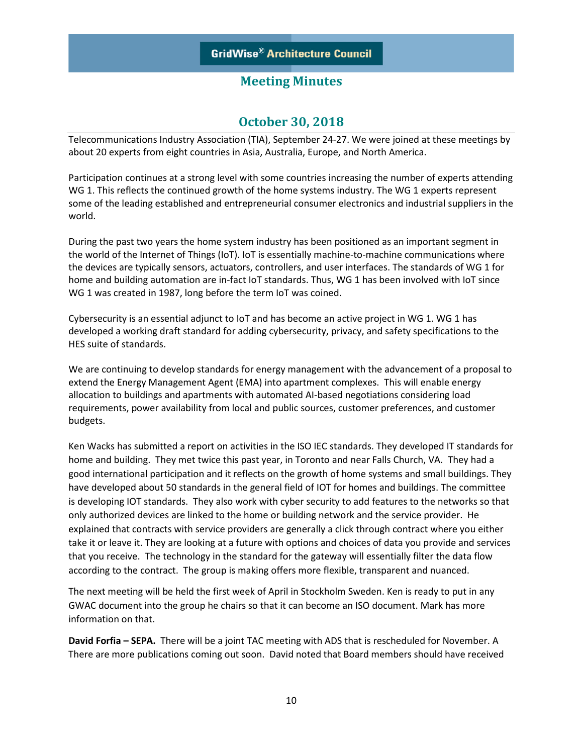Telecommunications Industry Association (TIA), September 24-27. We were joined at these meetings by about 20 experts from eight countries in Asia, Australia, Europe, and North America.

Participation continues at a strong level with some countries increasing the number of experts attending WG 1. This reflects the continued growth of the home systems industry. The WG 1 experts represent some of the leading established and entrepreneurial consumer electronics and industrial suppliers in the world.

During the past two years the home system industry has been positioned as an important segment in the world of the Internet of Things (IoT). IoT is essentially machine-to-machine communications where the devices are typically sensors, actuators, controllers, and user interfaces. The standards of WG 1 for home and building automation are in-fact IoT standards. Thus, WG 1 has been involved with IoT since WG 1 was created in 1987, long before the term IoT was coined.

Cybersecurity is an essential adjunct to IoT and has become an active project in WG 1. WG 1 has developed a working draft standard for adding cybersecurity, privacy, and safety specifications to the HES suite of standards.

We are continuing to develop standards for energy management with the advancement of a proposal to extend the Energy Management Agent (EMA) into apartment complexes. This will enable energy allocation to buildings and apartments with automated AI-based negotiations considering load requirements, power availability from local and public sources, customer preferences, and customer budgets.

Ken Wacks has submitted a report on activities in the ISO IEC standards. They developed IT standards for home and building. They met twice this past year, in Toronto and near Falls Church, VA. They had a good international participation and it reflects on the growth of home systems and small buildings. They have developed about 50 standards in the general field of IOT for homes and buildings. The committee is developing IOT standards. They also work with cyber security to add features to the networks so that only authorized devices are linked to the home or building network and the service provider. He explained that contracts with service providers are generally a click through contract where you either take it or leave it. They are looking at a future with options and choices of data you provide and services that you receive. The technology in the standard for the gateway will essentially filter the data flow according to the contract. The group is making offers more flexible, transparent and nuanced.

The next meeting will be held the first week of April in Stockholm Sweden. Ken is ready to put in any GWAC document into the group he chairs so that it can become an ISO document. Mark has more information on that.

**David Forfia – SEPA.** There will be a joint TAC meeting with ADS that is rescheduled for November. A There are more publications coming out soon. David noted that Board members should have received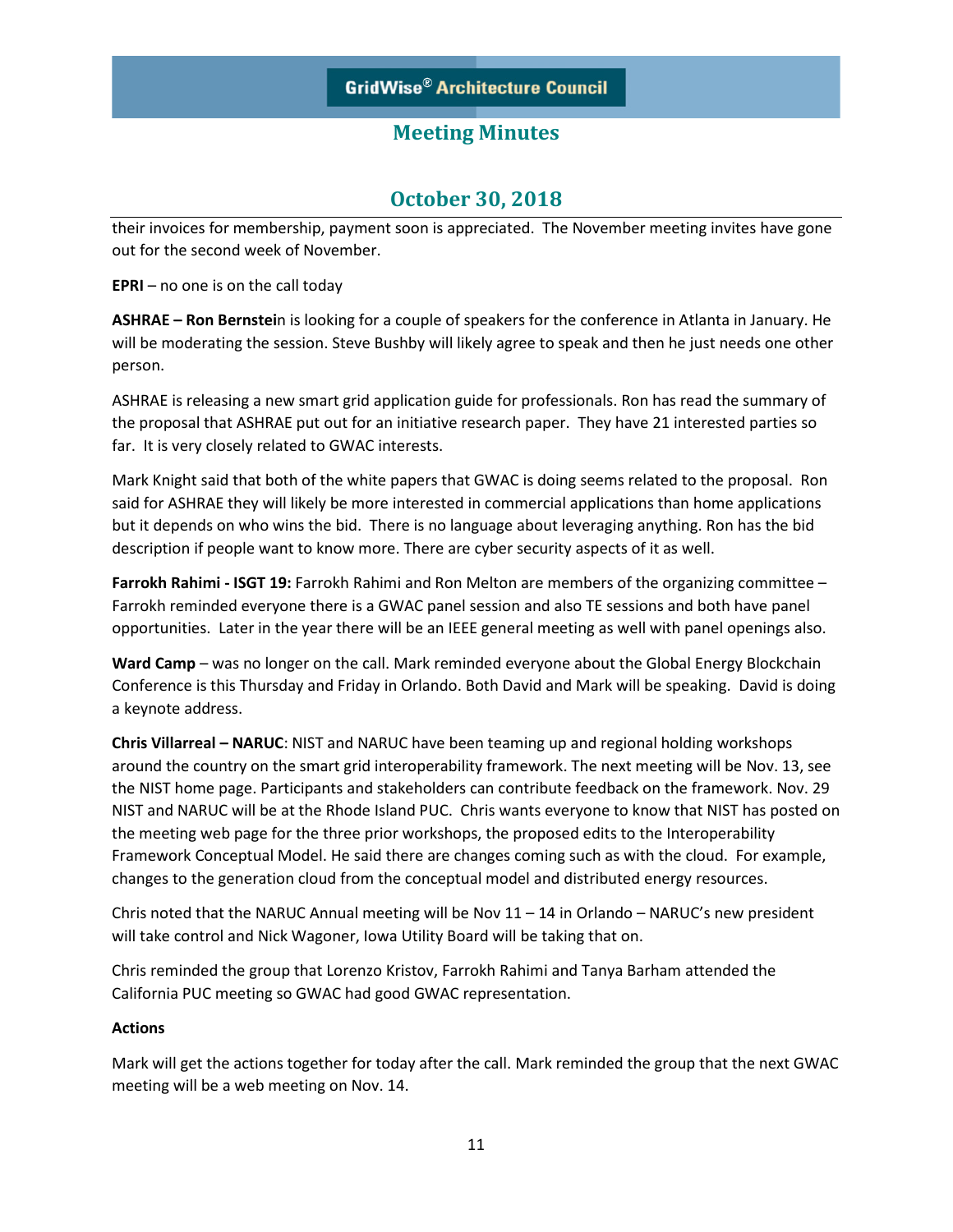their invoices for membership, payment soon is appreciated. The November meeting invites have gone out for the second week of November.

**EPRI** – no one is on the call today

**ASHRAE – Ron Bernstei**n is looking for a couple of speakers for the conference in Atlanta in January. He will be moderating the session. Steve Bushby will likely agree to speak and then he just needs one other person.

ASHRAE is releasing a new smart grid application guide for professionals. Ron has read the summary of the proposal that ASHRAE put out for an initiative research paper. They have 21 interested parties so far. It is very closely related to GWAC interests.

Mark Knight said that both of the white papers that GWAC is doing seems related to the proposal. Ron said for ASHRAE they will likely be more interested in commercial applications than home applications but it depends on who wins the bid. There is no language about leveraging anything. Ron has the bid description if people want to know more. There are cyber security aspects of it as well.

**Farrokh Rahimi - ISGT 19:** Farrokh Rahimi and Ron Melton are members of the organizing committee – Farrokh reminded everyone there is a GWAC panel session and also TE sessions and both have panel opportunities. Later in the year there will be an IEEE general meeting as well with panel openings also.

**Ward Camp** – was no longer on the call. Mark reminded everyone about the Global Energy Blockchain Conference is this Thursday and Friday in Orlando. Both David and Mark will be speaking. David is doing a keynote address.

**Chris Villarreal – NARUC**: NIST and NARUC have been teaming up and regional holding workshops around the country on the smart grid interoperability framework. The next meeting will be Nov. 13, see the NIST home page. Participants and stakeholders can contribute feedback on the framework. Nov. 29 NIST and NARUC will be at the Rhode Island PUC. Chris wants everyone to know that NIST has posted on the meeting web page for the three prior workshops, the proposed edits to the Interoperability Framework Conceptual Model. He said there are changes coming such as with the cloud. For example, changes to the generation cloud from the conceptual model and distributed energy resources.

Chris noted that the NARUC Annual meeting will be Nov 11 – 14 in Orlando – NARUC's new president will take control and Nick Wagoner, Iowa Utility Board will be taking that on.

Chris reminded the group that Lorenzo Kristov, Farrokh Rahimi and Tanya Barham attended the California PUC meeting so GWAC had good GWAC representation.

**Actions**

Mark will get the actions together for today after the call. Mark reminded the group that the next GWAC meeting will be a web meeting on Nov. 14.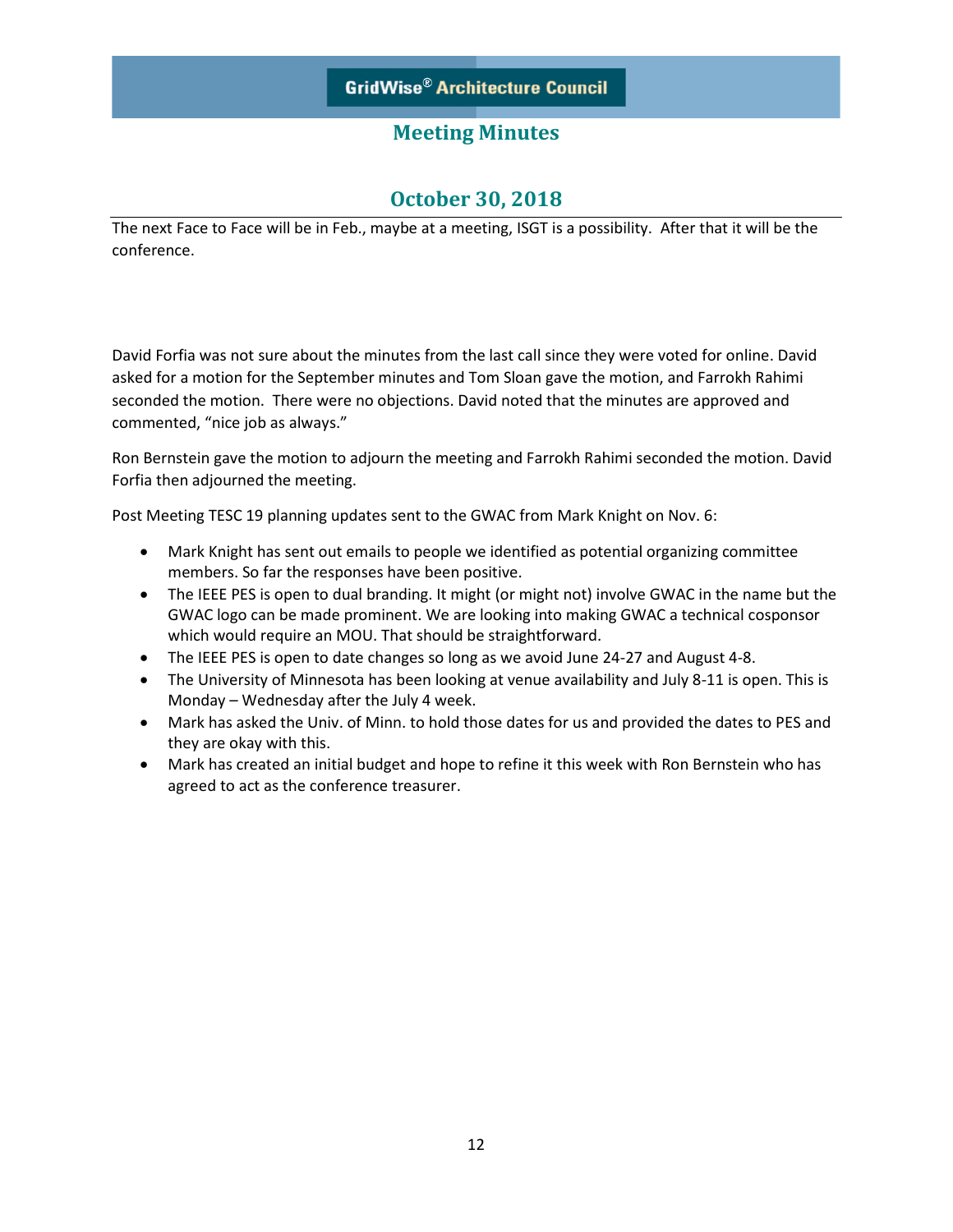# Meeting Minutes

## October 30, 2018

The next Face to Face will be in Feb., maybe at a meeting, ISGT is a possibility. After that it will be the conference.

David Forfia was not sure about the minutes from the last call since they were voted for online. David asked for a motion for the September minutes and Tom Sloan gave the motion, and Farrokh Rahimi seconded the motion. There were no objections. David noted that the minutes are approved and commented, "nice job as always."

Ron Bernstein gave the motion to adjourn the meeting and Farrokh Rahimi seconded the motion. David Forfia then adjourned the meeting.

Post Meeting TESC 19 planning updates sent to the GWAC from Mark Knight on Nov. 6:

- Mark Knight has sent out emails to people we identified as potential organizing committee members. So far the responses have been positive.
- The IEEE PES is open to dual branding. It might (or might not) involve GWAC in the name but the GWAC logo can be made prominent. We are looking into making GWAC a technical cosponsor which would require an MOU. That should be straightforward.
- The IEEE PES is open to date changes so long as we avoid June 24-27 and August 4-8.
- The University of Minnesota has been looking at venue availability and July 8-11 is open. This is Monday – Wednesday after the July 4 week.
- Mark has asked the Univ. of Minn. to hold those dates for us and provided the dates to PES and they are okay with this.
- Mark has created an initial budget and hope to refine it this week with Ron Bernstein who has agreed to act as the conference treasurer.